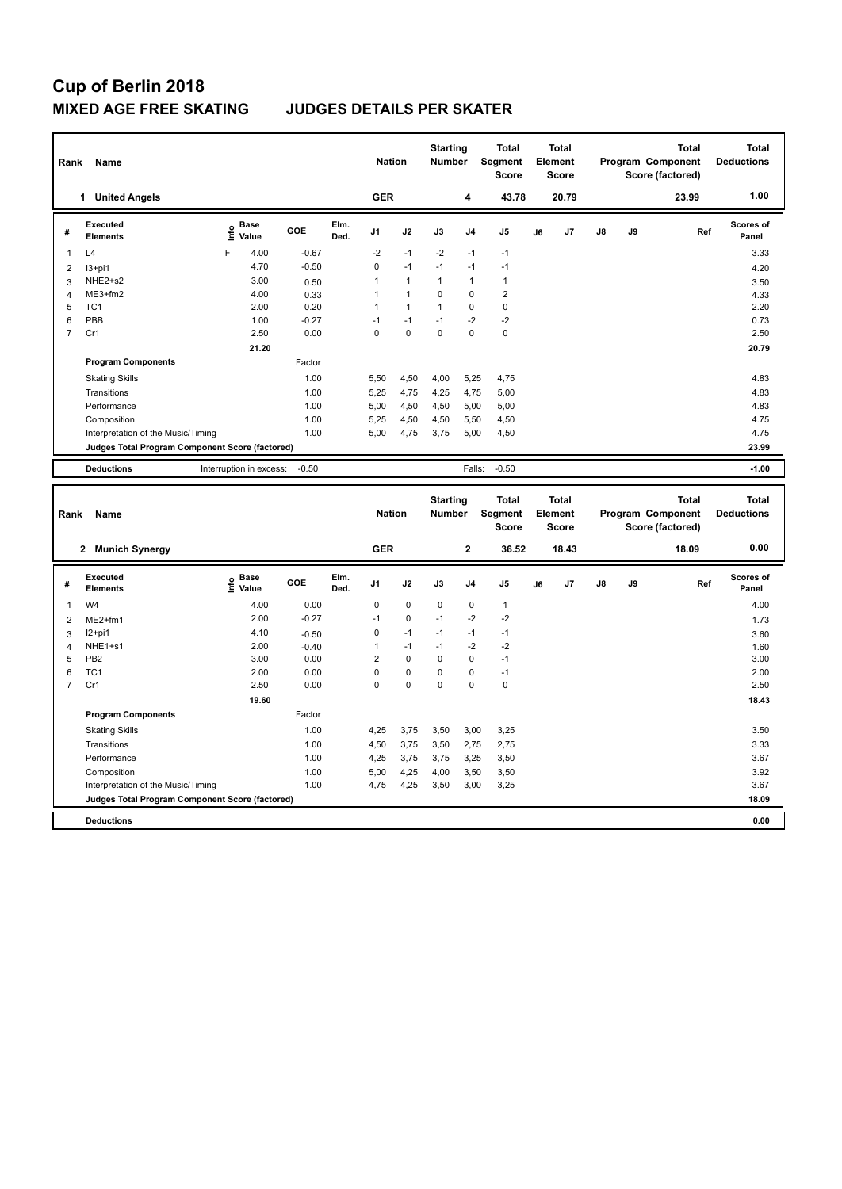# Cup of Berlin 2018

## MIXED AGE FREE SKATING — JUDGES DETAILS PER SKATER

| Rank | Name | Nation | Starting Number | Total Segment Score | Total Element Score | Total Program Component Score (factored) | Total Deductions |
|---|---|---|---|---|---|---|---|
| 1 | United Angels | GER | 4 | 43.78 | 20.79 | 23.99 | 1.00 |

| # | Executed Elements | Info | Base Value | GOE | Elm. Ded. | J1 | J2 | J3 | J4 | J5 | J6 | J7 | J8 | J9 | Ref | Scores of Panel |
|---|---|---|---|---|---|---|---|---|---|---|---|---|---|---|---|---|
| 1 | L4 | F | 4.00 | -0.67 | | -2 | -1 | -2 | -1 | -1 | | | | | | 3.33 |
| 2 | I3+pi1 | | 4.70 | -0.50 | | 0 | -1 | -1 | -1 | -1 | | | | | | 4.20 |
| 3 | NHE2+s2 | | 3.00 | 0.50 | | 1 | 1 | 1 | 1 | 1 | | | | | | 3.50 |
| 4 | ME3+fm2 | | 4.00 | 0.33 | | 1 | 1 | 0 | 0 | 2 | | | | | | 4.33 |
| 5 | TC1 | | 2.00 | 0.20 | | 1 | 1 | 1 | 0 | 0 | | | | | | 2.20 |
| 6 | PBB | | 1.00 | -0.27 | | -1 | -1 | -1 | -2 | -2 | | | | | | 0.73 |
| 7 | Cr1 | | 2.50 | 0.00 | | 0 | 0 | 0 | 0 | 0 | | | | | | 2.50 |
| | | | 21.20 | | | | | | | | | | | | | 20.79 |
| | **Program Components** | | | Factor | | | | | | | | | | | | |
| | Skating Skills | | | 1.00 | | 5,50 | 4,50 | 4,00 | 5,25 | 4,75 | | | | | | 4.83 |
| | Transitions | | | 1.00 | | 5,25 | 4,75 | 4,25 | 4,75 | 5,00 | | | | | | 4.83 |
| | Performance | | | 1.00 | | 5,00 | 4,50 | 4,50 | 5,00 | 5,00 | | | | | | 4.83 |
| | Composition | | | 1.00 | | 5,25 | 4,50 | 4,50 | 5,50 | 4,50 | | | | | | 4.75 |
| | Interpretation of the Music/Timing | | | 1.00 | | 5,00 | 4,75 | 3,75 | 5,00 | 4,50 | | | | | | 4.75 |
| | **Judges Total Program Component Score (factored)** | | | | | | | | | | | | | | | 23.99 |
| | **Deductions** | | Interruption in excess: | -0.50 | | | | | Falls: | -0.50 | | | | | | -1.00 |

| Rank | Name | Nation | Starting Number | Total Segment Score | Total Element Score | Total Program Component Score (factored) | Total Deductions |
|---|---|---|---|---|---|---|---|
| 2 | Munich Synergy | GER | 2 | 36.52 | 18.43 | 18.09 | 0.00 |

| # | Executed Elements | Info | Base Value | GOE | Elm. Ded. | J1 | J2 | J3 | J4 | J5 | J6 | J7 | J8 | J9 | Ref | Scores of Panel |
|---|---|---|---|---|---|---|---|---|---|---|---|---|---|---|---|---|
| 1 | W4 | | 4.00 | 0.00 | | 0 | 0 | 0 | 0 | 1 | | | | | | 4.00 |
| 2 | ME2+fm1 | | 2.00 | -0.27 | | -1 | 0 | -1 | -2 | -2 | | | | | | 1.73 |
| 3 | I2+pi1 | | 4.10 | -0.50 | | 0 | -1 | -1 | -1 | -1 | | | | | | 3.60 |
| 4 | NHE1+s1 | | 2.00 | -0.40 | | 1 | -1 | -1 | -2 | -2 | | | | | | 1.60 |
| 5 | PB2 | | 3.00 | 0.00 | | 2 | 0 | 0 | 0 | -1 | | | | | | 3.00 |
| 6 | TC1 | | 2.00 | 0.00 | | 0 | 0 | 0 | 0 | -1 | | | | | | 2.00 |
| 7 | Cr1 | | 2.50 | 0.00 | | 0 | 0 | 0 | 0 | 0 | | | | | | 2.50 |
| | | | 19.60 | | | | | | | | | | | | | 18.43 |
| | **Program Components** | | | Factor | | | | | | | | | | | | |
| | Skating Skills | | | 1.00 | | 4,25 | 3,75 | 3,50 | 3,00 | 3,25 | | | | | | 3.50 |
| | Transitions | | | 1.00 | | 4,50 | 3,75 | 3,50 | 2,75 | 2,75 | | | | | | 3.33 |
| | Performance | | | 1.00 | | 4,25 | 3,75 | 3,75 | 3,25 | 3,50 | | | | | | 3.67 |
| | Composition | | | 1.00 | | 5,00 | 4,25 | 4,00 | 3,50 | 3,50 | | | | | | 3.92 |
| | Interpretation of the Music/Timing | | | 1.00 | | 4,75 | 4,25 | 3,50 | 3,00 | 3,25 | | | | | | 3.67 |
| | **Judges Total Program Component Score (factored)** | | | | | | | | | | | | | | | 18.09 |
| | **Deductions** | | | | | | | | | | | | | | | 0.00 |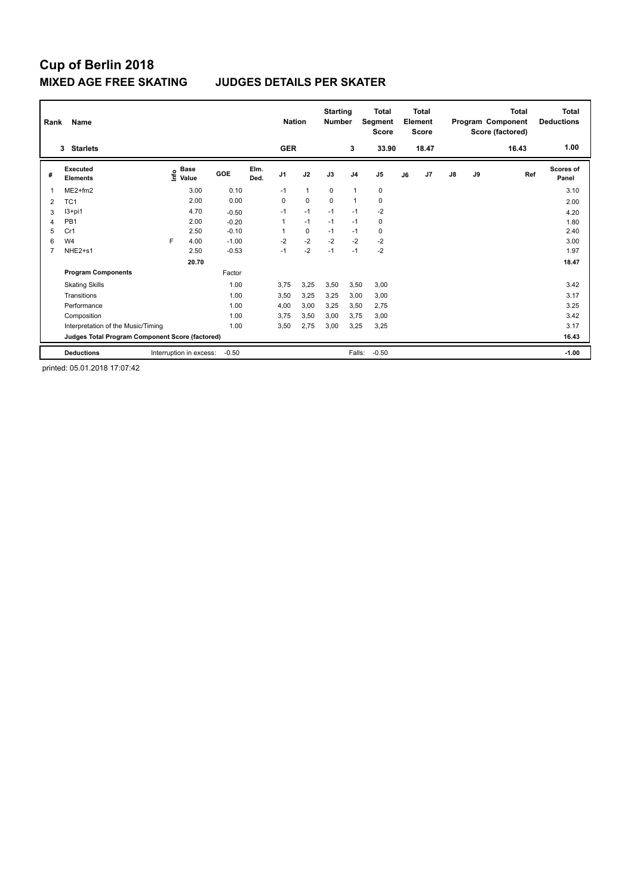# Cup of Berlin 2018

## MIXED AGE FREE SKATING JUDGES DETAILS PER SKATER

| Rank | Name | | | | Nation | | Starting Number | | Total Segment Score | | Total Element Score | | | Total Program Component Score (factored) | | Total Deductions |
|---|---|---|---|---|---|---|---|---|---|---|---|---|---|---|---|---|
| 3 | Starlets | | | | GER | | | 3 | 33.90 | | 18.47 | | | 16.43 | | 1.00 |

| # | Executed Elements | Info | Base Value | GOE | Elm. Ded. | J1 | J2 | J3 | J4 | J5 | J6 | J7 | J8 | J9 | Ref | Scores of Panel |
|---|---|---|---|---|---|---|---|---|---|---|---|---|---|---|---|---|
| 1 | ME2+fm2 | | 3.00 | 0.10 | | -1 | 1 | 0 | 1 | 0 | | | | | | 3.10 |
| 2 | TC1 | | 2.00 | 0.00 | | 0 | 0 | 0 | 1 | 0 | | | | | | 2.00 |
| 3 | I3+pi1 | | 4.70 | -0.50 | | -1 | -1 | -1 | -1 | -2 | | | | | | 4.20 |
| 4 | PB1 | | 2.00 | -0.20 | | 1 | -1 | -1 | -1 | 0 | | | | | | 1.80 |
| 5 | Cr1 | | 2.50 | -0.10 | | 1 | 0 | -1 | -1 | 0 | | | | | | 2.40 |
| 6 | W4 | F | 4.00 | -1.00 | | -2 | -2 | -2 | -2 | -2 | | | | | | 3.00 |
| 7 | NHE2+s1 | | 2.50 | -0.53 | | -1 | -2 | -1 | -1 | -2 | | | | | | 1.97 |
| | | | 20.70 | | | | | | | | | | | | | 18.47 |
| | **Program Components** | | | Factor | | | | | | | | | | | | |
| | Skating Skills | | | 1.00 | | 3,75 | 3,25 | 3,50 | 3,50 | 3,00 | | | | | | 3.42 |
| | Transitions | | | 1.00 | | 3,50 | 3,25 | 3,25 | 3,00 | 3,00 | | | | | | 3.17 |
| | Performance | | | 1.00 | | 4,00 | 3,00 | 3,25 | 3,50 | 2,75 | | | | | | 3.25 |
| | Composition | | | 1.00 | | 3,75 | 3,50 | 3,00 | 3,75 | 3,00 | | | | | | 3.42 |
| | Interpretation of the Music/Timing | | | 1.00 | | 3,50 | 2,75 | 3,00 | 3,25 | 3,25 | | | | | | 3.17 |
| | **Judges Total Program Component Score (factored)** | | | | | | | | | | | | | | | 16.43 |
| | **Deductions** | Interruption in excess: | | -0.50 | | | | | Falls: | -0.50 | | | | | | -1.00 |

printed: 05.01.2018 17:07:42